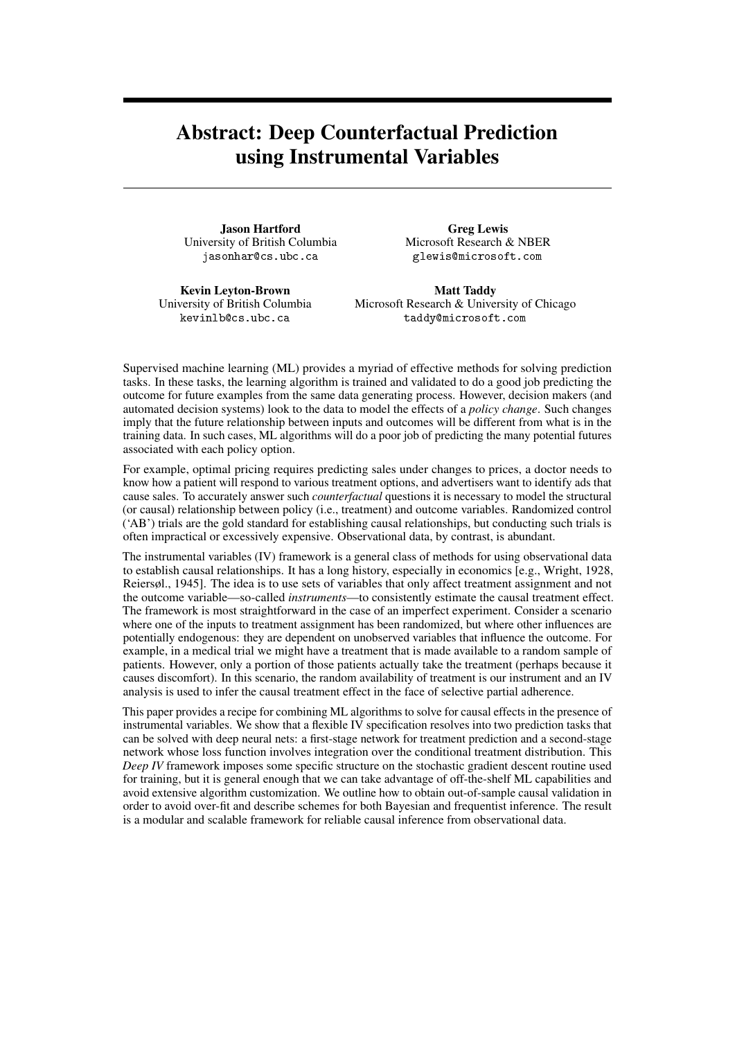# Abstract: Deep Counterfactual Prediction using Instrumental Variables

**Jason Hartford**
University of British Columbia
jasonhar@cs.ubc.ca

**Greg Lewis**
Microsoft Research & NBER
glewis@microsoft.com

**Kevin Leyton-Brown**
University of British Columbia
kevinlb@cs.ubc.ca

**Matt Taddy**
Microsoft Research & University of Chicago
taddy@microsoft.com

Supervised machine learning (ML) provides a myriad of effective methods for solving prediction tasks. In these tasks, the learning algorithm is trained and validated to do a good job predicting the outcome for future examples from the same data generating process. However, decision makers (and automated decision systems) look to the data to model the effects of a *policy change*. Such changes imply that the future relationship between inputs and outcomes will be different from what is in the training data. In such cases, ML algorithms will do a poor job of predicting the many potential futures associated with each policy option.

For example, optimal pricing requires predicting sales under changes to prices, a doctor needs to know how a patient will respond to various treatment options, and advertisers want to identify ads that cause sales. To accurately answer such *counterfactual* questions it is necessary to model the structural (or causal) relationship between policy (i.e., treatment) and outcome variables. Randomized control ('AB') trials are the gold standard for establishing causal relationships, but conducting such trials is often impractical or excessively expensive. Observational data, by contrast, is abundant.

The instrumental variables (IV) framework is a general class of methods for using observational data to establish causal relationships. It has a long history, especially in economics [e.g., Wright, 1928, Reiersøl., 1945]. The idea is to use sets of variables that only affect treatment assignment and not the outcome variable—so-called *instruments*—to consistently estimate the causal treatment effect. The framework is most straightforward in the case of an imperfect experiment. Consider a scenario where one of the inputs to treatment assignment has been randomized, but where other influences are potentially endogenous: they are dependent on unobserved variables that influence the outcome. For example, in a medical trial we might have a treatment that is made available to a random sample of patients. However, only a portion of those patients actually take the treatment (perhaps because it causes discomfort). In this scenario, the random availability of treatment is our instrument and an IV analysis is used to infer the causal treatment effect in the face of selective partial adherence.

This paper provides a recipe for combining ML algorithms to solve for causal effects in the presence of instrumental variables. We show that a flexible IV specification resolves into two prediction tasks that can be solved with deep neural nets: a first-stage network for treatment prediction and a second-stage network whose loss function involves integration over the conditional treatment distribution. This *Deep IV* framework imposes some specific structure on the stochastic gradient descent routine used for training, but it is general enough that we can take advantage of off-the-shelf ML capabilities and avoid extensive algorithm customization. We outline how to obtain out-of-sample causal validation in order to avoid over-fit and describe schemes for both Bayesian and frequentist inference. The result is a modular and scalable framework for reliable causal inference from observational data.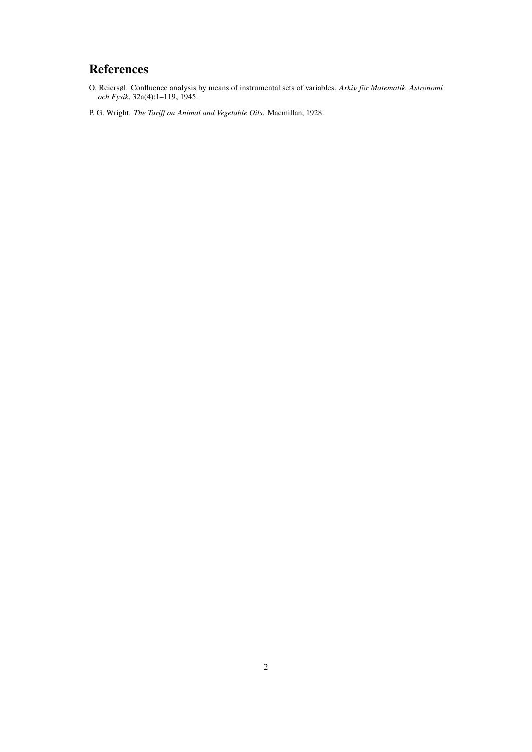# References

O. Reiersøl. Confluence analysis by means of instrumental sets of variables. *Arkiv för Matematik, Astronomi och Fysik*, 32a(4):1–119, 1945.

P. G. Wright. *The Tariff on Animal and Vegetable Oils*. Macmillan, 1928.